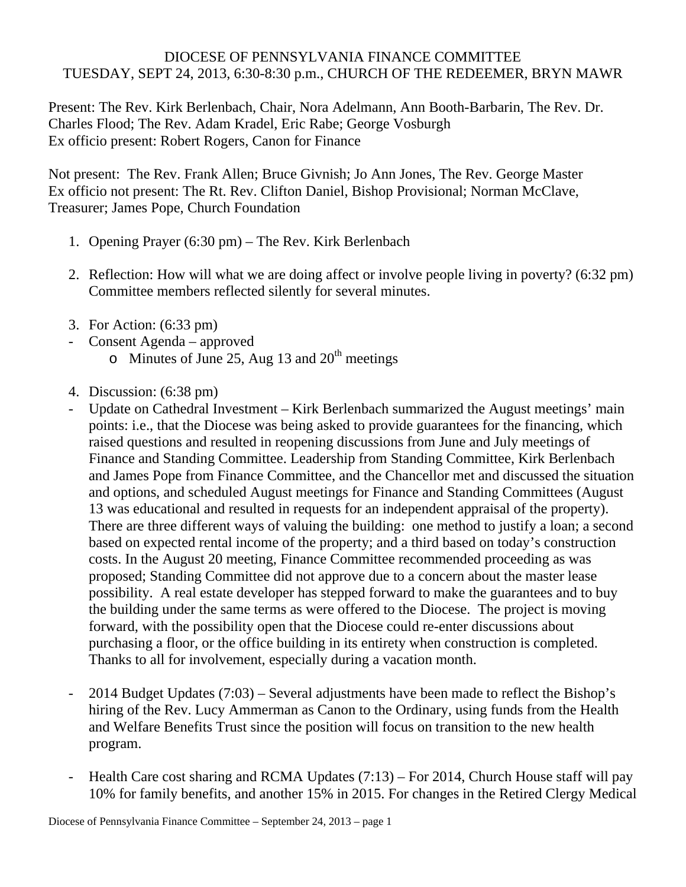DIOCESE OF PENNSYLVANIA FINANCE COMMITTEE
TUESDAY, SEPT 24, 2013, 6:30-8:30 p.m., CHURCH OF THE REDEEMER, BRYN MAWR

Present: The Rev. Kirk Berlenbach, Chair, Nora Adelmann, Ann Booth-Barbarin, The Rev. Dr. Charles Flood; The Rev. Adam Kradel, Eric Rabe; George Vosburgh
Ex officio present: Robert Rogers, Canon for Finance

Not present: The Rev. Frank Allen; Bruce Givnish; Jo Ann Jones, The Rev. George Master
Ex officio not present: The Rt. Rev. Clifton Daniel, Bishop Provisional; Norman McClave, Treasurer; James Pope, Church Foundation

1. Opening Prayer (6:30 pm) – The Rev. Kirk Berlenbach

2. Reflection: How will what we are doing affect or involve people living in poverty? (6:32 pm) Committee members reflected silently for several minutes.

3. For Action: (6:33 pm)

- Consent Agenda – approved
  - Minutes of June 25, Aug 13 and 20th meetings

4. Discussion: (6:38 pm)

- Update on Cathedral Investment – Kirk Berlenbach summarized the August meetings' main points: i.e., that the Diocese was being asked to provide guarantees for the financing, which raised questions and resulted in reopening discussions from June and July meetings of Finance and Standing Committee. Leadership from Standing Committee, Kirk Berlenbach and James Pope from Finance Committee, and the Chancellor met and discussed the situation and options, and scheduled August meetings for Finance and Standing Committees (August 13 was educational and resulted in requests for an independent appraisal of the property). There are three different ways of valuing the building: one method to justify a loan; a second based on expected rental income of the property; and a third based on today's construction costs. In the August 20 meeting, Finance Committee recommended proceeding as was proposed; Standing Committee did not approve due to a concern about the master lease possibility. A real estate developer has stepped forward to make the guarantees and to buy the building under the same terms as were offered to the Diocese. The project is moving forward, with the possibility open that the Diocese could re-enter discussions about purchasing a floor, or the office building in its entirety when construction is completed. Thanks to all for involvement, especially during a vacation month.

- 2014 Budget Updates (7:03) – Several adjustments have been made to reflect the Bishop's hiring of the Rev. Lucy Ammerman as Canon to the Ordinary, using funds from the Health and Welfare Benefits Trust since the position will focus on transition to the new health program.

- Health Care cost sharing and RCMA Updates (7:13) – For 2014, Church House staff will pay 10% for family benefits, and another 15% in 2015. For changes in the Retired Clergy Medical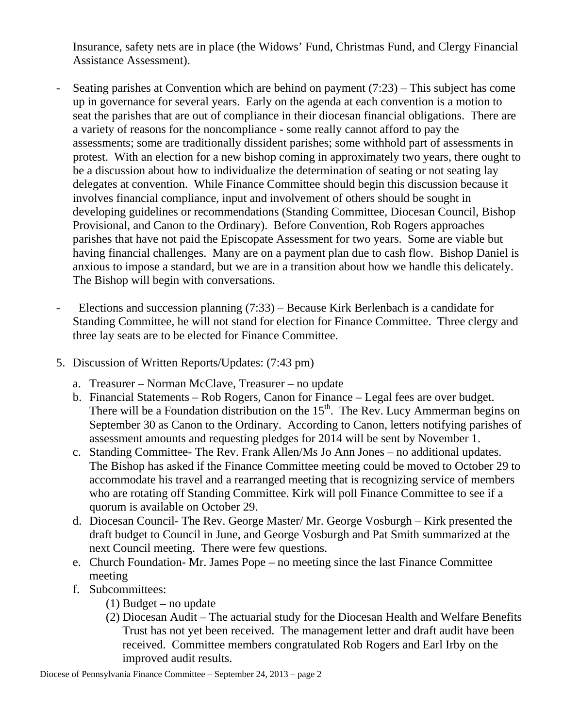Insurance, safety nets are in place (the Widows' Fund, Christmas Fund, and Clergy Financial Assistance Assessment).

- Seating parishes at Convention which are behind on payment (7:23) – This subject has come up in governance for several years. Early on the agenda at each convention is a motion to seat the parishes that are out of compliance in their diocesan financial obligations. There are a variety of reasons for the noncompliance - some really cannot afford to pay the assessments; some are traditionally dissident parishes; some withhold part of assessments in protest. With an election for a new bishop coming in approximately two years, there ought to be a discussion about how to individualize the determination of seating or not seating lay delegates at convention. While Finance Committee should begin this discussion because it involves financial compliance, input and involvement of others should be sought in developing guidelines or recommendations (Standing Committee, Diocesan Council, Bishop Provisional, and Canon to the Ordinary). Before Convention, Rob Rogers approaches parishes that have not paid the Episcopate Assessment for two years. Some are viable but having financial challenges. Many are on a payment plan due to cash flow. Bishop Daniel is anxious to impose a standard, but we are in a transition about how we handle this delicately. The Bishop will begin with conversations.

- Elections and succession planning (7:33) – Because Kirk Berlenbach is a candidate for Standing Committee, he will not stand for election for Finance Committee. Three clergy and three lay seats are to be elected for Finance Committee.

5. Discussion of Written Reports/Updates: (7:43 pm)
   a. Treasurer – Norman McClave, Treasurer – no update
   b. Financial Statements – Rob Rogers, Canon for Finance – Legal fees are over budget. There will be a Foundation distribution on the 15th. The Rev. Lucy Ammerman begins on September 30 as Canon to the Ordinary. According to Canon, letters notifying parishes of assessment amounts and requesting pledges for 2014 will be sent by November 1.
   c. Standing Committee- The Rev. Frank Allen/Ms Jo Ann Jones – no additional updates. The Bishop has asked if the Finance Committee meeting could be moved to October 29 to accommodate his travel and a rearranged meeting that is recognizing service of members who are rotating off Standing Committee. Kirk will poll Finance Committee to see if a quorum is available on October 29.
   d. Diocesan Council- The Rev. George Master/ Mr. George Vosburgh – Kirk presented the draft budget to Council in June, and George Vosburgh and Pat Smith summarized at the next Council meeting. There were few questions.
   e. Church Foundation- Mr. James Pope – no meeting since the last Finance Committee meeting
   f. Subcommittees:
      (1) Budget – no update
      (2) Diocesan Audit – The actuarial study for the Diocesan Health and Welfare Benefits Trust has not yet been received. The management letter and draft audit have been received. Committee members congratulated Rob Rogers and Earl Irby on the improved audit results.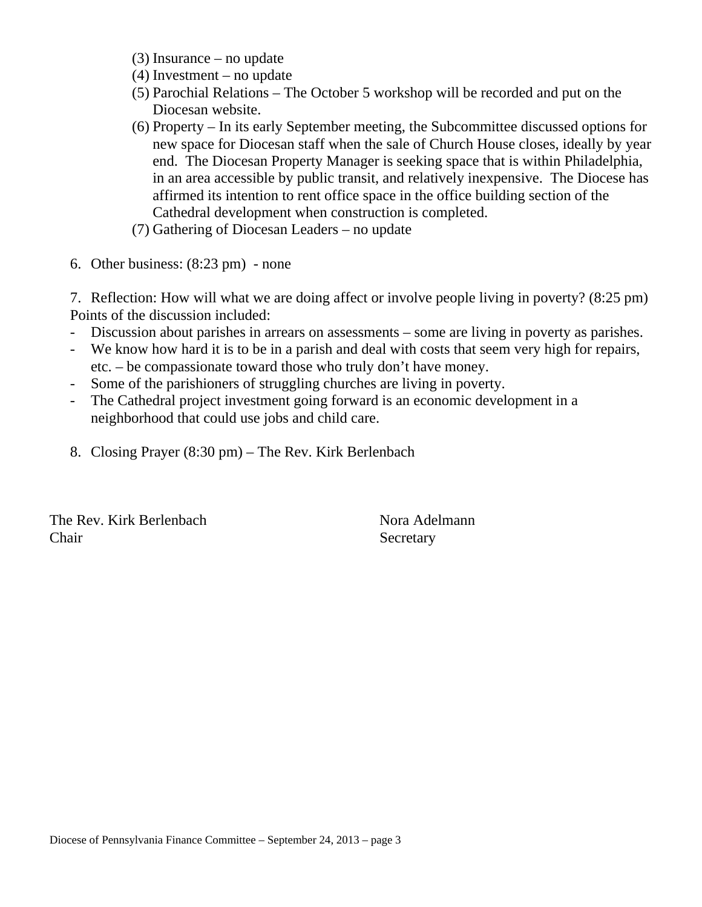(3) Insurance – no update

(4) Investment – no update

(5) Parochial Relations – The October 5 workshop will be recorded and put on the Diocesan website.

(6) Property – In its early September meeting, the Subcommittee discussed options for new space for Diocesan staff when the sale of Church House closes, ideally by year end. The Diocesan Property Manager is seeking space that is within Philadelphia, in an area accessible by public transit, and relatively inexpensive. The Diocese has affirmed its intention to rent office space in the office building section of the Cathedral development when construction is completed.

(7) Gathering of Diocesan Leaders – no update

6. Other business: (8:23 pm) - none

7. Reflection: How will what we are doing affect or involve people living in poverty? (8:25 pm)
Points of the discussion included:

- Discussion about parishes in arrears on assessments – some are living in poverty as parishes.
- We know how hard it is to be in a parish and deal with costs that seem very high for repairs, etc. – be compassionate toward those who truly don't have money.
- Some of the parishioners of struggling churches are living in poverty.
- The Cathedral project investment going forward is an economic development in a neighborhood that could use jobs and child care.

8. Closing Prayer (8:30 pm) – The Rev. Kirk Berlenbach

The Rev. Kirk Berlenbach
Chair

Nora Adelmann
Secretary